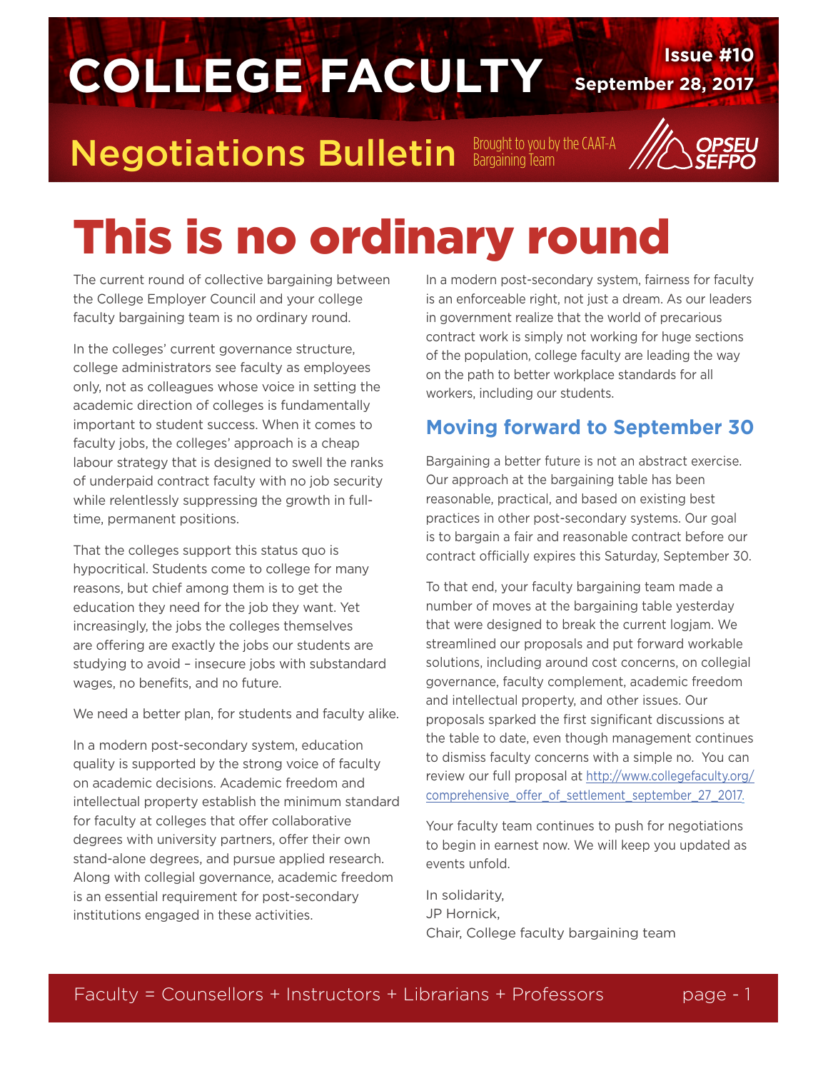# COLLEGE FACULTY

**Issue #10**
**September 28, 2017**

## Negotiations Bulletin

Brought to you by the CAAT-A Bargaining Team

OPSEU SEFPO

# This is no ordinary round

The current round of collective bargaining between the College Employer Council and your college faculty bargaining team is no ordinary round.

In the colleges' current governance structure, college administrators see faculty as employees only, not as colleagues whose voice in setting the academic direction of colleges is fundamentally important to student success. When it comes to faculty jobs, the colleges' approach is a cheap labour strategy that is designed to swell the ranks of underpaid contract faculty with no job security while relentlessly suppressing the growth in full-time, permanent positions.

That the colleges support this status quo is hypocritical. Students come to college for many reasons, but chief among them is to get the education they need for the job they want. Yet increasingly, the jobs the colleges themselves are offering are exactly the jobs our students are studying to avoid – insecure jobs with substandard wages, no benefits, and no future.

We need a better plan, for students and faculty alike.

In a modern post-secondary system, education quality is supported by the strong voice of faculty on academic decisions. Academic freedom and intellectual property establish the minimum standard for faculty at colleges that offer collaborative degrees with university partners, offer their own stand-alone degrees, and pursue applied research. Along with collegial governance, academic freedom is an essential requirement for post-secondary institutions engaged in these activities.

In a modern post-secondary system, fairness for faculty is an enforceable right, not just a dream. As our leaders in government realize that the world of precarious contract work is simply not working for huge sections of the population, college faculty are leading the way on the path to better workplace standards for all workers, including our students.

## Moving forward to September 30

Bargaining a better future is not an abstract exercise. Our approach at the bargaining table has been reasonable, practical, and based on existing best practices in other post-secondary systems. Our goal is to bargain a fair and reasonable contract before our contract officially expires this Saturday, September 30.

To that end, your faculty bargaining team made a number of moves at the bargaining table yesterday that were designed to break the current logjam. We streamlined our proposals and put forward workable solutions, including around cost concerns, on collegial governance, faculty complement, academic freedom and intellectual property, and other issues. Our proposals sparked the first significant discussions at the table to date, even though management continues to dismiss faculty concerns with a simple no. You can review our full proposal at http://www.collegefaculty.org/comprehensive_offer_of_settlement_september_27_2017.

Your faculty team continues to push for negotiations to begin in earnest now. We will keep you updated as events unfold.

In solidarity,
JP Hornick,
Chair, College faculty bargaining team

Faculty = Counsellors + Instructors + Librarians + Professors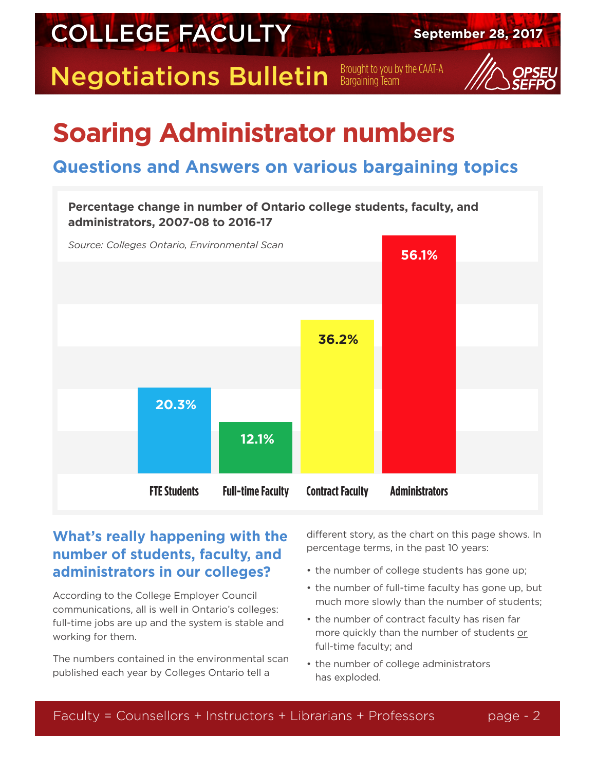# Soaring Administrator numbers

## Questions and Answers on various bargaining topics

**Percentage change in number of Ontario college students, faculty, and administrators, 2007-08 to 2016-17**

*Source: Colleges Ontario, Environmental Scan*

| Category | Percentage change |
|---|---|
| FTE Students | 20.3% |
| Full-time Faculty | 12.1% |
| Contract Faculty | 36.2% |
| Administrators | 56.1% |

### What's really happening with the number of students, faculty, and administrators in our colleges?

According to the College Employer Council communications, all is well in Ontario's colleges: full-time jobs are up and the system is stable and working for them.

The numbers contained in the environmental scan published each year by Colleges Ontario tell a different story, as the chart on this page shows. In percentage terms, in the past 10 years:

- the number of college students has gone up;
- the number of full-time faculty has gone up, but much more slowly than the number of students;
- the number of contract faculty has risen far more quickly than the number of students <u>or</u> full-time faculty; and
- the number of college administrators has exploded.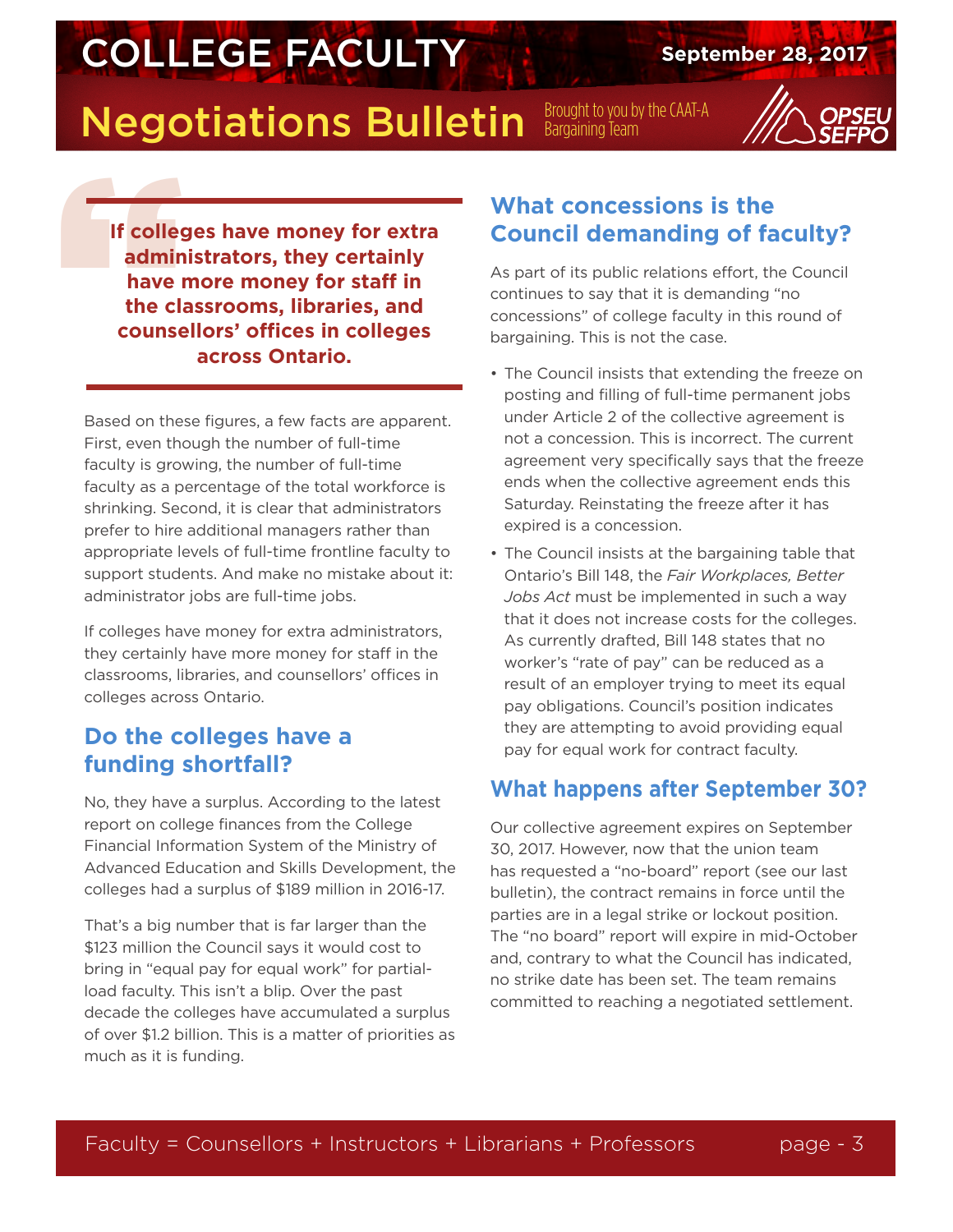**If colleges have money for extra administrators, they certainly have more money for staff in the classrooms, libraries, and counsellors' offices in colleges across Ontario.**

Based on these figures, a few facts are apparent. First, even though the number of full-time faculty is growing, the number of full-time faculty as a percentage of the total workforce is shrinking. Second, it is clear that administrators prefer to hire additional managers rather than appropriate levels of full-time frontline faculty to support students. And make no mistake about it: administrator jobs are full-time jobs.

If colleges have money for extra administrators, they certainly have more money for staff in the classrooms, libraries, and counsellors' offices in colleges across Ontario.

## Do the colleges have a funding shortfall?

No, they have a surplus. According to the latest report on college finances from the College Financial Information System of the Ministry of Advanced Education and Skills Development, the colleges had a surplus of $189 million in 2016-17.

That's a big number that is far larger than the $123 million the Council says it would cost to bring in "equal pay for equal work" for partial-load faculty. This isn't a blip. Over the past decade the colleges have accumulated a surplus of over $1.2 billion. This is a matter of priorities as much as it is funding.

## What concessions is the Council demanding of faculty?

As part of its public relations effort, the Council continues to say that it is demanding "no concessions" of college faculty in this round of bargaining. This is not the case.

- The Council insists that extending the freeze on posting and filling of full-time permanent jobs under Article 2 of the collective agreement is not a concession. This is incorrect. The current agreement very specifically says that the freeze ends when the collective agreement ends this Saturday. Reinstating the freeze after it has expired is a concession.
- The Council insists at the bargaining table that Ontario's Bill 148, the *Fair Workplaces, Better Jobs Act* must be implemented in such a way that it does not increase costs for the colleges. As currently drafted, Bill 148 states that no worker's "rate of pay" can be reduced as a result of an employer trying to meet its equal pay obligations. Council's position indicates they are attempting to avoid providing equal pay for equal work for contract faculty.

## What happens after September 30?

Our collective agreement expires on September 30, 2017. However, now that the union team has requested a "no-board" report (see our last bulletin), the contract remains in force until the parties are in a legal strike or lockout position. The "no board" report will expire in mid-October and, contrary to what the Council has indicated, no strike date has been set. The team remains committed to reaching a negotiated settlement.

Faculty = Counsellors + Instructors + Librarians + Professors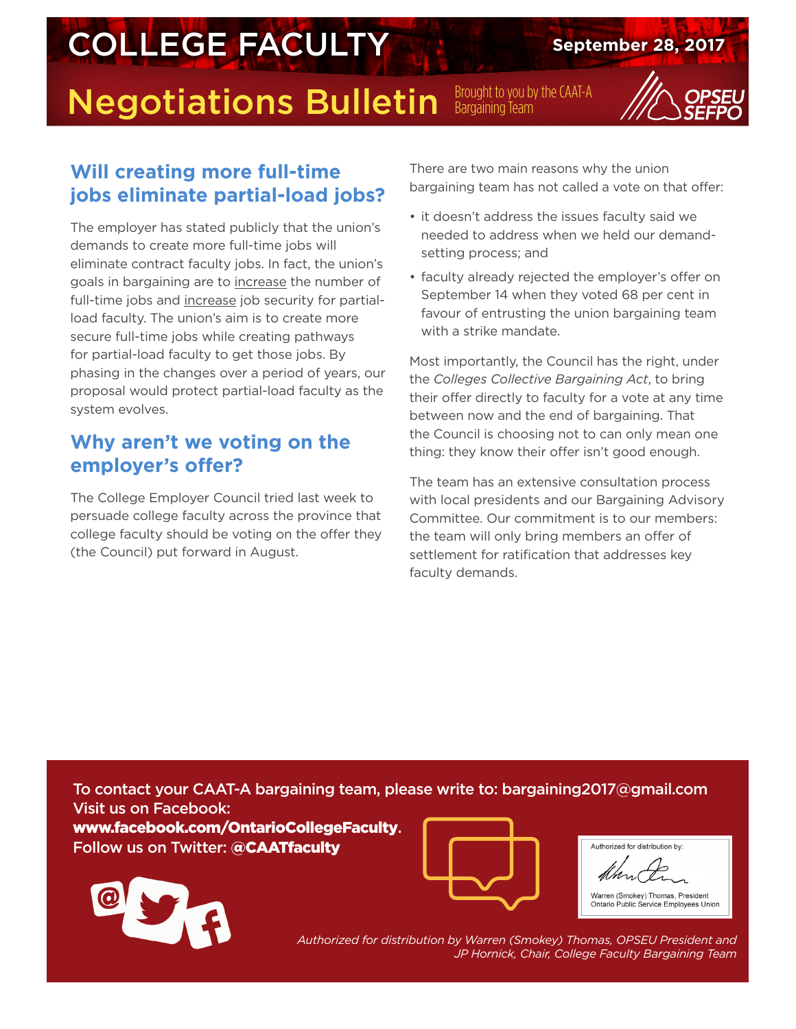# COLLEGE FACULTY

**September 28, 2017**

# Negotiations Bulletin

Brought to you by the CAAT-A Bargaining Team

OPSEU SEFPO

## Will creating more full-time jobs eliminate partial-load jobs?

The employer has stated publicly that the union's demands to create more full-time jobs will eliminate contract faculty jobs. In fact, the union's goals in bargaining are to increase the number of full-time jobs and increase job security for partial-load faculty. The union's aim is to create more secure full-time jobs while creating pathways for partial-load faculty to get those jobs. By phasing in the changes over a period of years, our proposal would protect partial-load faculty as the system evolves.

## Why aren't we voting on the employer's offer?

The College Employer Council tried last week to persuade college faculty across the province that college faculty should be voting on the offer they (the Council) put forward in August.

There are two main reasons why the union bargaining team has not called a vote on that offer:

- it doesn't address the issues faculty said we needed to address when we held our demand-setting process; and
- faculty already rejected the employer's offer on September 14 when they voted 68 per cent in favour of entrusting the union bargaining team with a strike mandate.

Most importantly, the Council has the right, under the *Colleges Collective Bargaining Act*, to bring their offer directly to faculty for a vote at any time between now and the end of bargaining. That the Council is choosing not to can only mean one thing: they know their offer isn't good enough.

The team has an extensive consultation process with local presidents and our Bargaining Advisory Committee. Our commitment is to our members: the team will only bring members an offer of settlement for ratification that addresses key faculty demands.

To contact your CAAT-A bargaining team, please write to: bargaining2017@gmail.com
Visit us on Facebook:
**www.facebook.com/OntarioCollegeFaculty**.
Follow us on Twitter: **@CAATfaculty**

Authorized for distribution by:
Warren (Smokey) Thomas, President
Ontario Public Service Employees Union

*Authorized for distribution by Warren (Smokey) Thomas, OPSEU President and JP Hornick, Chair, College Faculty Bargaining Team*